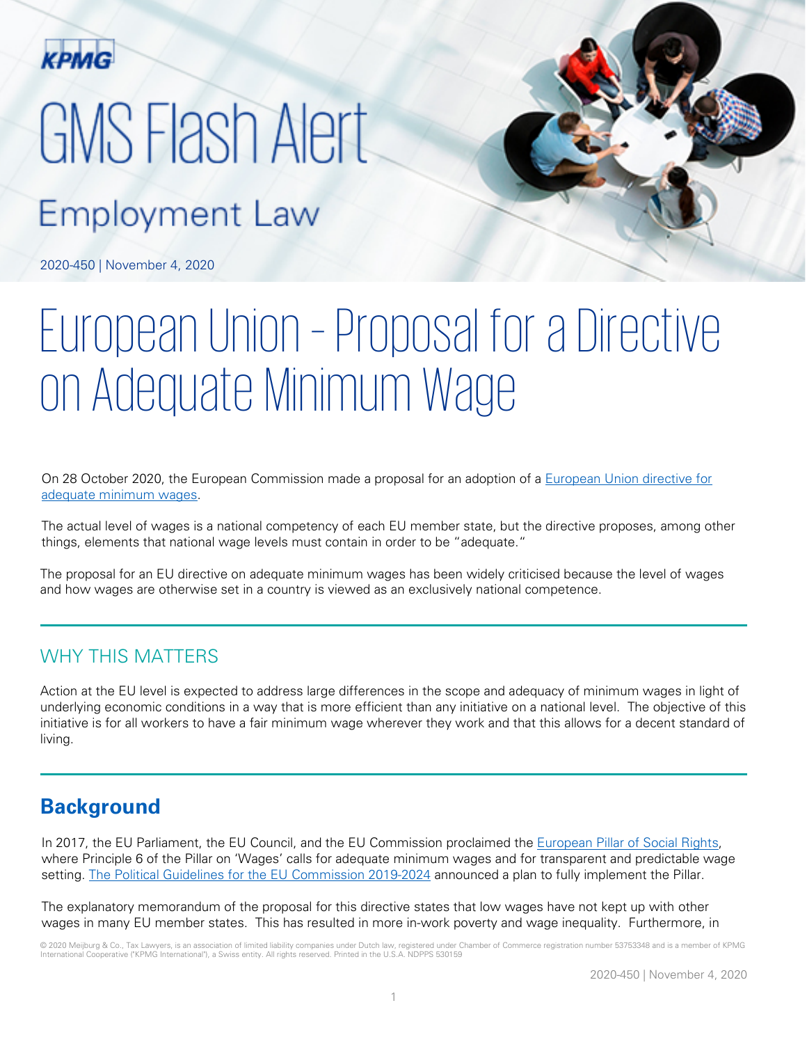KPMG

# GMS Flash Alert

## Employment Law

2020-450 | November 4, 2020

# European Union – Proposal for a Directive on Adequate Minimum Wage

On 28 October 2020, the European Commission made a proposal for an adoption of a European Union directive for adequate minimum wages.

The actual level of wages is a national competency of each EU member state, but the directive proposes, among other things, elements that national wage levels must contain in order to be "adequate."

The proposal for an EU directive on adequate minimum wages has been widely criticised because the level of wages and how wages are otherwise set in a country is viewed as an exclusively national competence.

## WHY THIS MATTERS

Action at the EU level is expected to address large differences in the scope and adequacy of minimum wages in light of underlying economic conditions in a way that is more efficient than any initiative on a national level. The objective of this initiative is for all workers to have a fair minimum wage wherever they work and that this allows for a decent standard of living.

## Background

In 2017, the EU Parliament, the EU Council, and the EU Commission proclaimed the European Pillar of Social Rights, where Principle 6 of the Pillar on 'Wages' calls for adequate minimum wages and for transparent and predictable wage setting. The Political Guidelines for the EU Commission 2019-2024 announced a plan to fully implement the Pillar.

The explanatory memorandum of the proposal for this directive states that low wages have not kept up with other wages in many EU member states. This has resulted in more in-work poverty and wage inequality. Furthermore, in

© 2020 Meijburg & Co., Tax Lawyers, is an association of limited liability companies under Dutch law, registered under Chamber of Commerce registration number 53753348 and is a member of KPMG International Cooperative ("KPMG International"), a Swiss entity. All rights reserved. Printed in the U.S.A. NDPPS 530159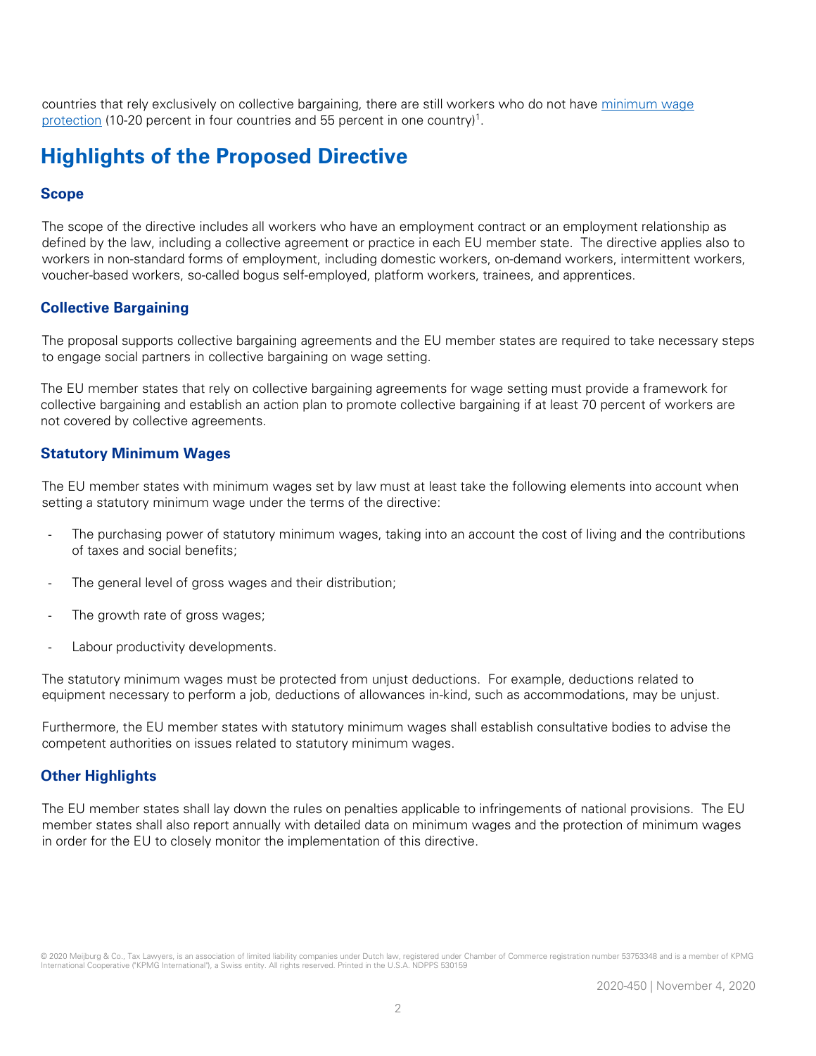countries that rely exclusively on collective bargaining, there are still workers who do not have [minimum wage protection](#) (10-20 percent in four countries and 55 percent in one country)[1].

## Highlights of the Proposed Directive

### Scope

The scope of the directive includes all workers who have an employment contract or an employment relationship as defined by the law, including a collective agreement or practice in each EU member state. The directive applies also to workers in non-standard forms of employment, including domestic workers, on-demand workers, intermittent workers, voucher-based workers, so-called bogus self-employed, platform workers, trainees, and apprentices.

### Collective Bargaining

The proposal supports collective bargaining agreements and the EU member states are required to take necessary steps to engage social partners in collective bargaining on wage setting.

The EU member states that rely on collective bargaining agreements for wage setting must provide a framework for collective bargaining and establish an action plan to promote collective bargaining if at least 70 percent of workers are not covered by collective agreements.

### Statutory Minimum Wages

The EU member states with minimum wages set by law must at least take the following elements into account when setting a statutory minimum wage under the terms of the directive:

- The purchasing power of statutory minimum wages, taking into an account the cost of living and the contributions of taxes and social benefits;
- The general level of gross wages and their distribution;
- The growth rate of gross wages;
- Labour productivity developments.

The statutory minimum wages must be protected from unjust deductions. For example, deductions related to equipment necessary to perform a job, deductions of allowances in-kind, such as accommodations, may be unjust.

Furthermore, the EU member states with statutory minimum wages shall establish consultative bodies to advise the competent authorities on issues related to statutory minimum wages.

### Other Highlights

The EU member states shall lay down the rules on penalties applicable to infringements of national provisions. The EU member states shall also report annually with detailed data on minimum wages and the protection of minimum wages in order for the EU to closely monitor the implementation of this directive.

© 2020 Meijburg & Co., Tax Lawyers, is an association of limited liability companies under Dutch law, registered under Chamber of Commerce registration number 53753348 and is a member of KPMG International Cooperative ("KPMG International"), a Swiss entity. All rights reserved. Printed in the U.S.A. NDPPS 530159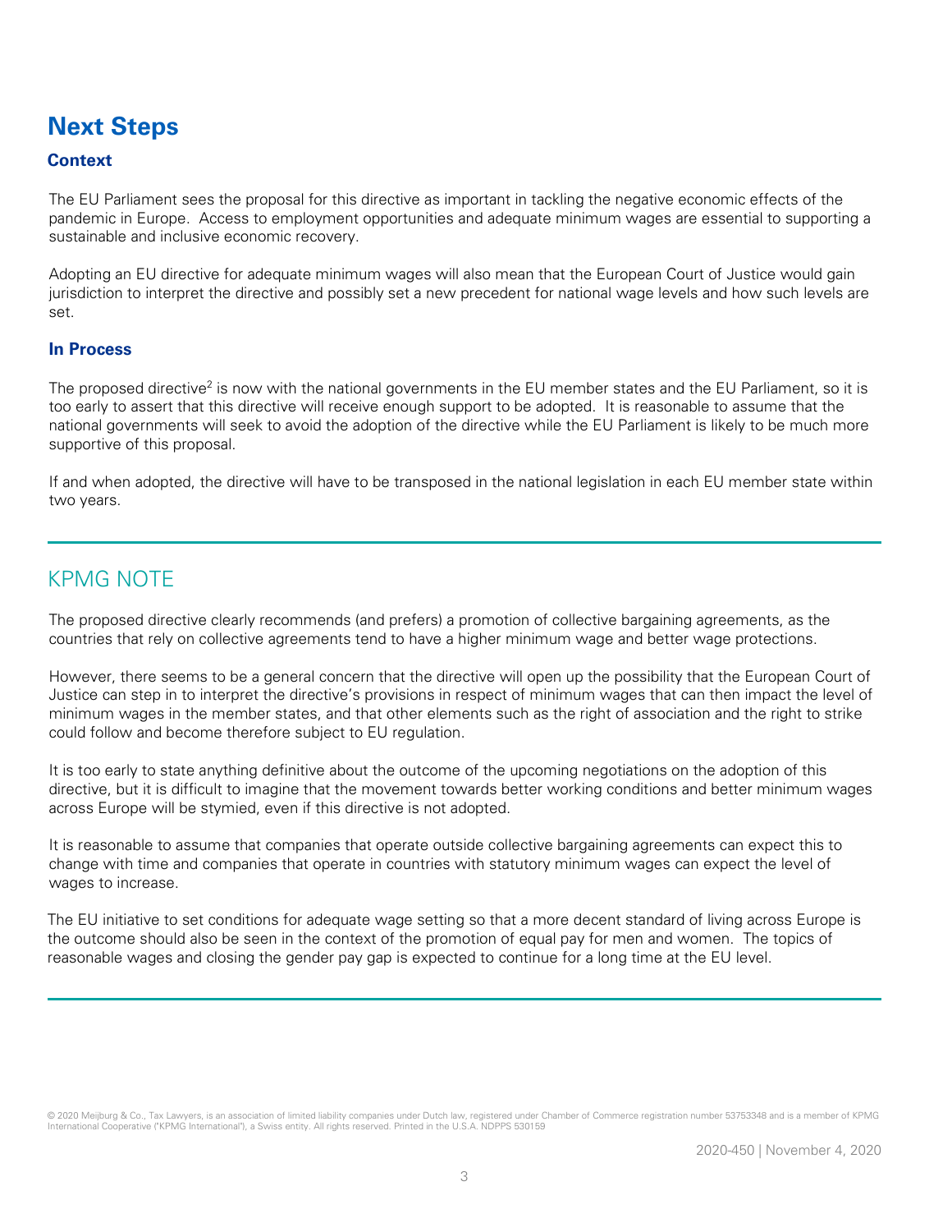# Next Steps

### Context

The EU Parliament sees the proposal for this directive as important in tackling the negative economic effects of the pandemic in Europe. Access to employment opportunities and adequate minimum wages are essential to supporting a sustainable and inclusive economic recovery.

Adopting an EU directive for adequate minimum wages will also mean that the European Court of Justice would gain jurisdiction to interpret the directive and possibly set a new precedent for national wage levels and how such levels are set.

### In Process

The proposed directive[2] is now with the national governments in the EU member states and the EU Parliament, so it is too early to assert that this directive will receive enough support to be adopted. It is reasonable to assume that the national governments will seek to avoid the adoption of the directive while the EU Parliament is likely to be much more supportive of this proposal.

If and when adopted, the directive will have to be transposed in the national legislation in each EU member state within two years.

---

## KPMG NOTE

The proposed directive clearly recommends (and prefers) a promotion of collective bargaining agreements, as the countries that rely on collective agreements tend to have a higher minimum wage and better wage protections.

However, there seems to be a general concern that the directive will open up the possibility that the European Court of Justice can step in to interpret the directive's provisions in respect of minimum wages that can then impact the level of minimum wages in the member states, and that other elements such as the right of association and the right to strike could follow and become therefore subject to EU regulation.

It is too early to state anything definitive about the outcome of the upcoming negotiations on the adoption of this directive, but it is difficult to imagine that the movement towards better working conditions and better minimum wages across Europe will be stymied, even if this directive is not adopted.

It is reasonable to assume that companies that operate outside collective bargaining agreements can expect this to change with time and companies that operate in countries with statutory minimum wages can expect the level of wages to increase.

The EU initiative to set conditions for adequate wage setting so that a more decent standard of living across Europe is the outcome should also be seen in the context of the promotion of equal pay for men and women. The topics of reasonable wages and closing the gender pay gap is expected to continue for a long time at the EU level.

---

© 2020 Meijburg & Co., Tax Lawyers, is an association of limited liability companies under Dutch law, registered under Chamber of Commerce registration number 53753348 and is a member of KPMG International Cooperative ("KPMG International"), a Swiss entity. All rights reserved. Printed in the U.S.A. NDPPS 530159

2020-450 | November 4, 2020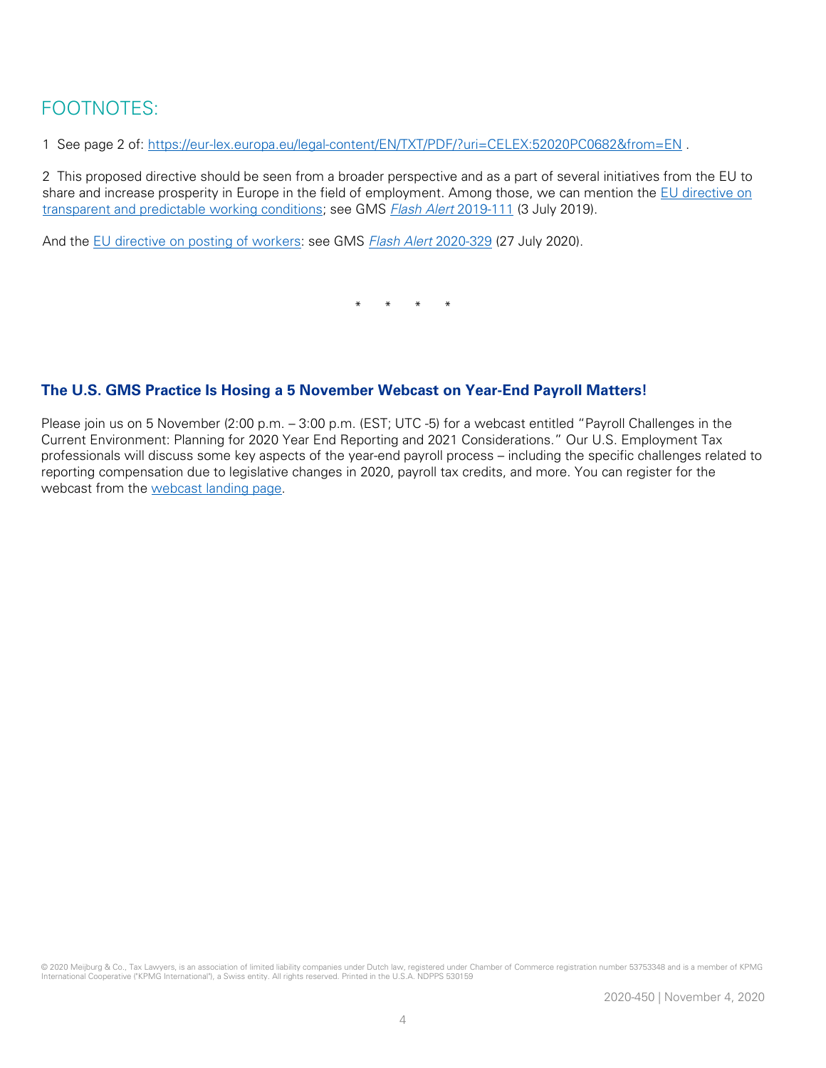## FOOTNOTES:

1 See page 2 of: https://eur-lex.europa.eu/legal-content/EN/TXT/PDF/?uri=CELEX:52020PC0682&from=EN .

2 This proposed directive should be seen from a broader perspective and as a part of several initiatives from the EU to share and increase prosperity in Europe in the field of employment. Among those, we can mention the EU directive on transparent and predictable working conditions; see GMS *Flash Alert* 2019-111 (3 July 2019).

And the EU directive on posting of workers: see GMS *Flash Alert* 2020-329 (27 July 2020).

\* \* \* \*

**The U.S. GMS Practice Is Hosing a 5 November Webcast on Year-End Payroll Matters!**

Please join us on 5 November (2:00 p.m. – 3:00 p.m. (EST; UTC -5) for a webcast entitled "Payroll Challenges in the Current Environment: Planning for 2020 Year End Reporting and 2021 Considerations." Our U.S. Employment Tax professionals will discuss some key aspects of the year-end payroll process – including the specific challenges related to reporting compensation due to legislative changes in 2020, payroll tax credits, and more. You can register for the webcast from the webcast landing page.

© 2020 Meijburg & Co., Tax Lawyers, is an association of limited liability companies under Dutch law, registered under Chamber of Commerce registration number 53753348 and is a member of KPMG International Cooperative ("KPMG International"), a Swiss entity. All rights reserved. Printed in the U.S.A. NDPPS 530159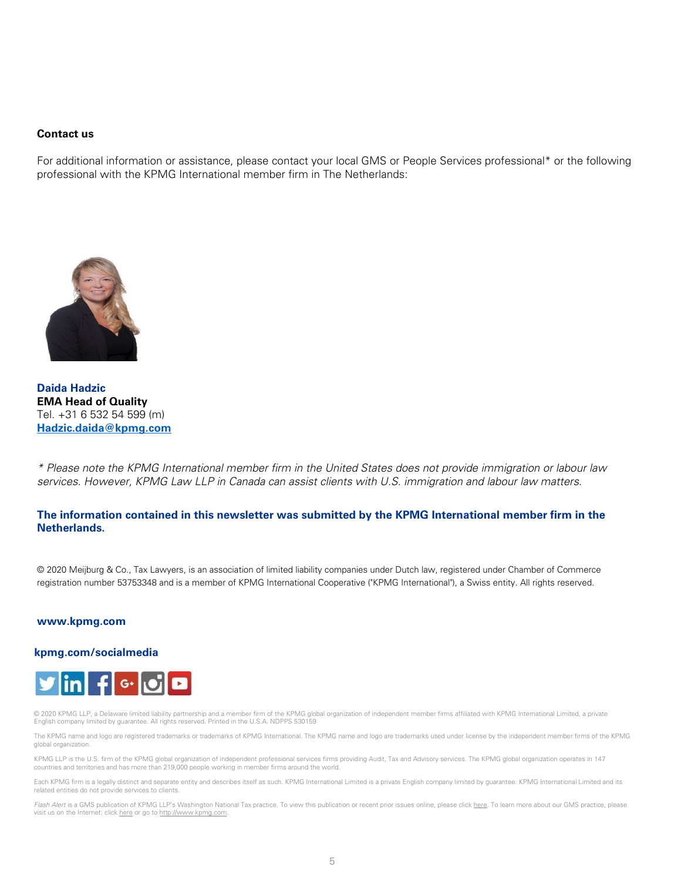**Contact us**

For additional information or assistance, please contact your local GMS or People Services professional* or the following professional with the KPMG International member firm in The Netherlands:

**Daida Hadzic**
**EMA Head of Quality**
Tel. +31 6 532 54 599 (m)
**Hadzic.daida@kpmg.com**

*\* Please note the KPMG International member firm in the United States does not provide immigration or labour law services. However, KPMG Law LLP in Canada can assist clients with U.S. immigration and labour law matters.*

**The information contained in this newsletter was submitted by the KPMG International member firm in the Netherlands.**

© 2020 Meijburg & Co., Tax Lawyers, is an association of limited liability companies under Dutch law, registered under Chamber of Commerce registration number 53753348 and is a member of KPMG International Cooperative ("KPMG International"), a Swiss entity. All rights reserved.

**www.kpmg.com**

**kpmg.com/socialmedia**

© 2020 KPMG LLP, a Delaware limited liability partnership and a member firm of the KPMG global organization of independent member firms affiliated with KPMG International Limited, a private English company limited by guarantee. All rights reserved. Printed in the U.S.A. NDPPS 530159

The KPMG name and logo are registered trademarks or trademarks of KPMG International. The KPMG name and logo are trademarks used under license by the independent member firms of the KPMG global organization.

KPMG LLP is the U.S. firm of the KPMG global organization of independent professional services firms providing Audit, Tax and Advisory services. The KPMG global organization operates in 147 countries and territories and has more than 219,000 people working in member firms around the world.

Each KPMG firm is a legally distinct and separate entity and describes itself as such. KPMG International Limited is a private English company limited by guarantee. KPMG International Limited and its related entities do not provide services to clients.

*Flash Alert* is a GMS publication of KPMG LLP's Washington National Tax practice. To view this publication or recent prior issues online, please click here. To learn more about our GMS practice, please visit us on the Internet: click here or go to http://www.kpmg.com.